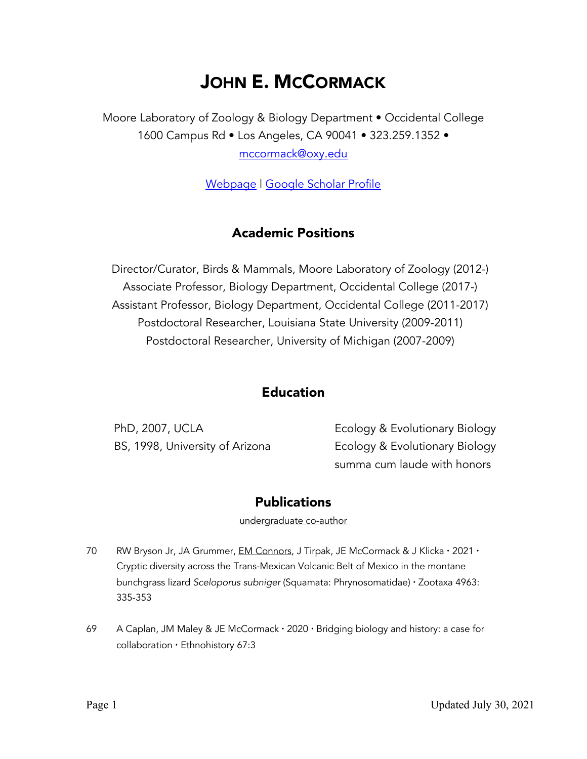# John E. McCormack

Moore Laboratory of Zoology & Biology Department • Occidental College
1600 Campus Rd • Los Angeles, CA 90041 • 323.259.1352 •
mccormack@oxy.edu

Webpage | Google Scholar Profile

## Academic Positions

Director/Curator, Birds & Mammals, Moore Laboratory of Zoology (2012-)
Associate Professor, Biology Department, Occidental College (2017-)
Assistant Professor, Biology Department, Occidental College (2011-2017)
Postdoctoral Researcher, Louisiana State University (2009-2011)
Postdoctoral Researcher, University of Michigan (2007-2009)

## Education

| | |
|---|---|
| PhD, 2007, UCLA | Ecology & Evolutionary Biology |
| BS, 1998, University of Arizona | Ecology & Evolutionary Biology<br>summa cum laude with honors |

## Publications

<u>undergraduate co-author</u>

70 RW Bryson Jr, JA Grummer, <u>EM Connors</u>, J Tirpak, JE McCormack & J Klicka • 2021 • Cryptic diversity across the Trans-Mexican Volcanic Belt of Mexico in the montane bunchgrass lizard *Sceloporus subniger* (Squamata: Phrynosomatidae) • Zootaxa 4963: 335-353

69 A Caplan, JM Maley & JE McCormack • 2020 • Bridging biology and history: a case for collaboration • Ethnohistory 67:3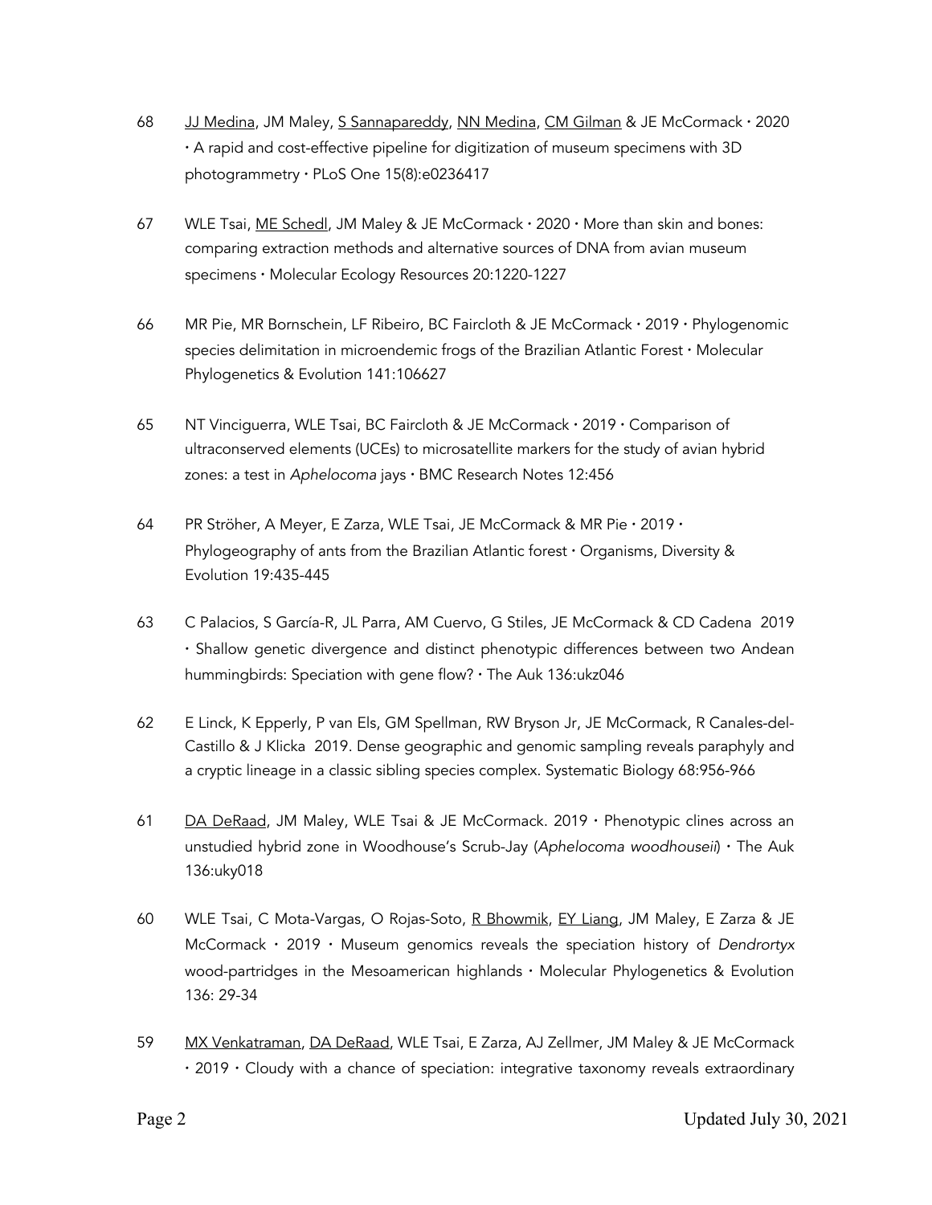68 <u>JJ Medina</u>, JM Maley, <u>S Sannapareddy</u>, <u>NN Medina</u>, <u>CM Gilman</u> & JE McCormack • 2020 • A rapid and cost-effective pipeline for digitization of museum specimens with 3D photogrammetry • PLoS One 15(8):e0236417

67 WLE Tsai, <u>ME Schedl</u>, JM Maley & JE McCormack • 2020 • More than skin and bones: comparing extraction methods and alternative sources of DNA from avian museum specimens • Molecular Ecology Resources 20:1220-1227

66 MR Pie, MR Bornschein, LF Ribeiro, BC Faircloth & JE McCormack • 2019 • Phylogenomic species delimitation in microendemic frogs of the Brazilian Atlantic Forest • Molecular Phylogenetics & Evolution 141:106627

65 NT Vinciguerra, WLE Tsai, BC Faircloth & JE McCormack • 2019 • Comparison of ultraconserved elements (UCEs) to microsatellite markers for the study of avian hybrid zones: a test in *Aphelocoma* jays • BMC Research Notes 12:456

64 PR Ströher, A Meyer, E Zarza, WLE Tsai, JE McCormack & MR Pie • 2019 • Phylogeography of ants from the Brazilian Atlantic forest • Organisms, Diversity & Evolution 19:435-445

63 C Palacios, S García-R, JL Parra, AM Cuervo, G Stiles, JE McCormack & CD Cadena 2019 • Shallow genetic divergence and distinct phenotypic differences between two Andean hummingbirds: Speciation with gene flow? • The Auk 136:ukz046

62 E Linck, K Epperly, P van Els, GM Spellman, RW Bryson Jr, JE McCormack, R Canales-del-Castillo & J Klicka 2019. Dense geographic and genomic sampling reveals paraphyly and a cryptic lineage in a classic sibling species complex. Systematic Biology 68:956-966

61 <u>DA DeRaad</u>, JM Maley, WLE Tsai & JE McCormack. 2019 • Phenotypic clines across an unstudied hybrid zone in Woodhouse's Scrub-Jay (*Aphelocoma woodhouseii*) • The Auk 136:uky018

60 WLE Tsai, C Mota-Vargas, O Rojas-Soto, <u>R Bhowmik</u>, <u>EY Liang</u>, JM Maley, E Zarza & JE McCormack • 2019 • Museum genomics reveals the speciation history of *Dendrortyx* wood-partridges in the Mesoamerican highlands • Molecular Phylogenetics & Evolution 136: 29-34

59 <u>MX Venkatraman</u>, <u>DA DeRaad</u>, WLE Tsai, E Zarza, AJ Zellmer, JM Maley & JE McCormack • 2019 • Cloudy with a chance of speciation: integrative taxonomy reveals extraordinary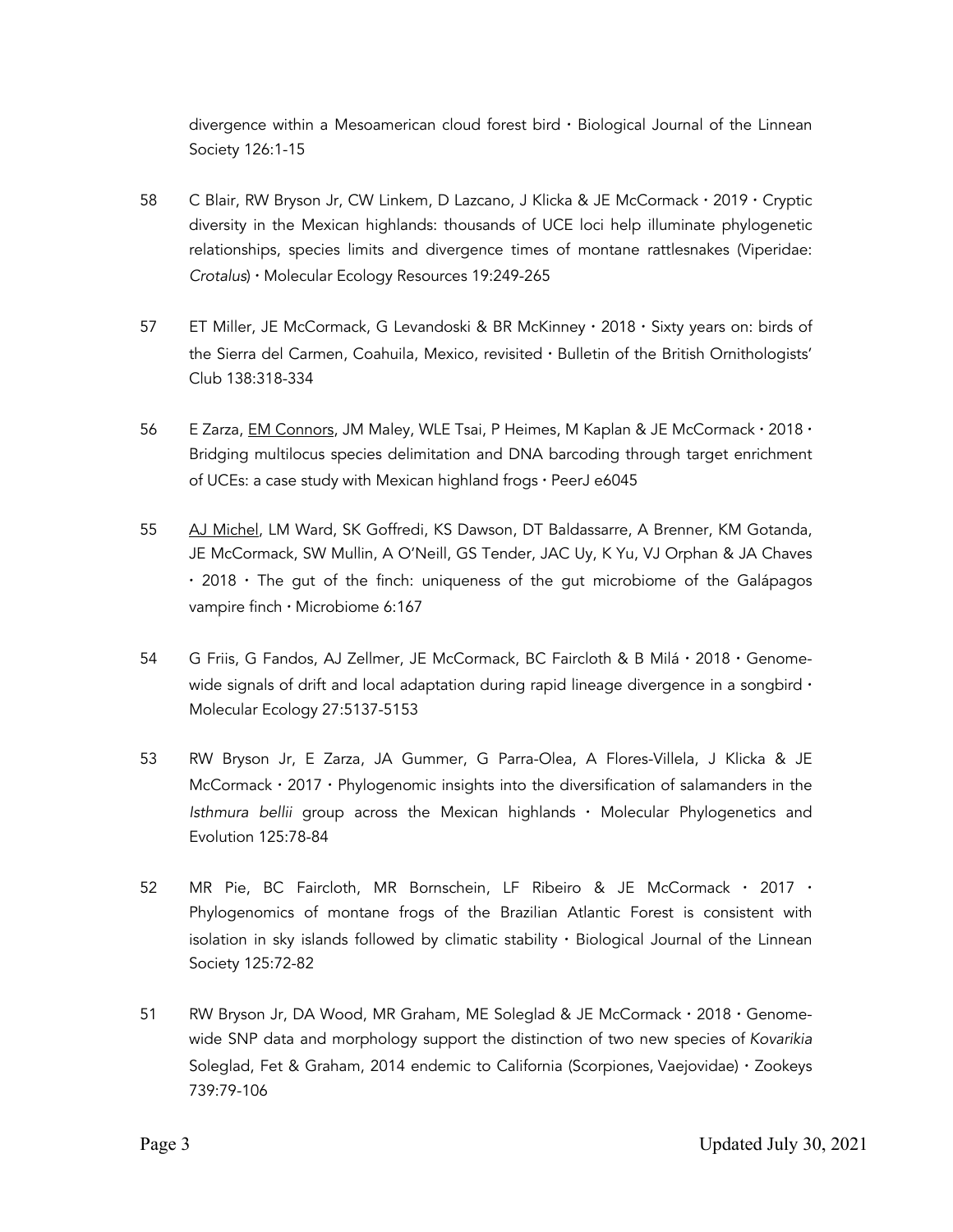divergence within a Mesoamerican cloud forest bird • Biological Journal of the Linnean Society 126:1-15

58 C Blair, RW Bryson Jr, CW Linkem, D Lazcano, J Klicka & JE McCormack • 2019 • Cryptic diversity in the Mexican highlands: thousands of UCE loci help illuminate phylogenetic relationships, species limits and divergence times of montane rattlesnakes (Viperidae: *Crotalus*) • Molecular Ecology Resources 19:249-265

57 ET Miller, JE McCormack, G Levandoski & BR McKinney • 2018 • Sixty years on: birds of the Sierra del Carmen, Coahuila, Mexico, revisited • Bulletin of the British Ornithologists' Club 138:318-334

56 E Zarza, <u>EM Connors</u>, JM Maley, WLE Tsai, P Heimes, M Kaplan & JE McCormack • 2018 • Bridging multilocus species delimitation and DNA barcoding through target enrichment of UCEs: a case study with Mexican highland frogs • PeerJ e6045

55 <u>AJ Michel</u>, LM Ward, SK Goffredi, KS Dawson, DT Baldassarre, A Brenner, KM Gotanda, JE McCormack, SW Mullin, A O'Neill, GS Tender, JAC Uy, K Yu, VJ Orphan & JA Chaves • 2018 • The gut of the finch: uniqueness of the gut microbiome of the Galápagos vampire finch • Microbiome 6:167

54 G Friis, G Fandos, AJ Zellmer, JE McCormack, BC Faircloth & B Milá • 2018 • Genome-wide signals of drift and local adaptation during rapid lineage divergence in a songbird • Molecular Ecology 27:5137-5153

53 RW Bryson Jr, E Zarza, JA Gummer, G Parra-Olea, A Flores-Villela, J Klicka & JE McCormack • 2017 • Phylogenomic insights into the diversification of salamanders in the *Isthmura bellii* group across the Mexican highlands • Molecular Phylogenetics and Evolution 125:78-84

52 MR Pie, BC Faircloth, MR Bornschein, LF Ribeiro & JE McCormack • 2017 • Phylogenomics of montane frogs of the Brazilian Atlantic Forest is consistent with isolation in sky islands followed by climatic stability • Biological Journal of the Linnean Society 125:72-82

51 RW Bryson Jr, DA Wood, MR Graham, ME Soleglad & JE McCormack • 2018 • Genome-wide SNP data and morphology support the distinction of two new species of *Kovarikia* Soleglad, Fet & Graham, 2014 endemic to California (Scorpiones, Vaejovidae) • Zookeys 739:79-106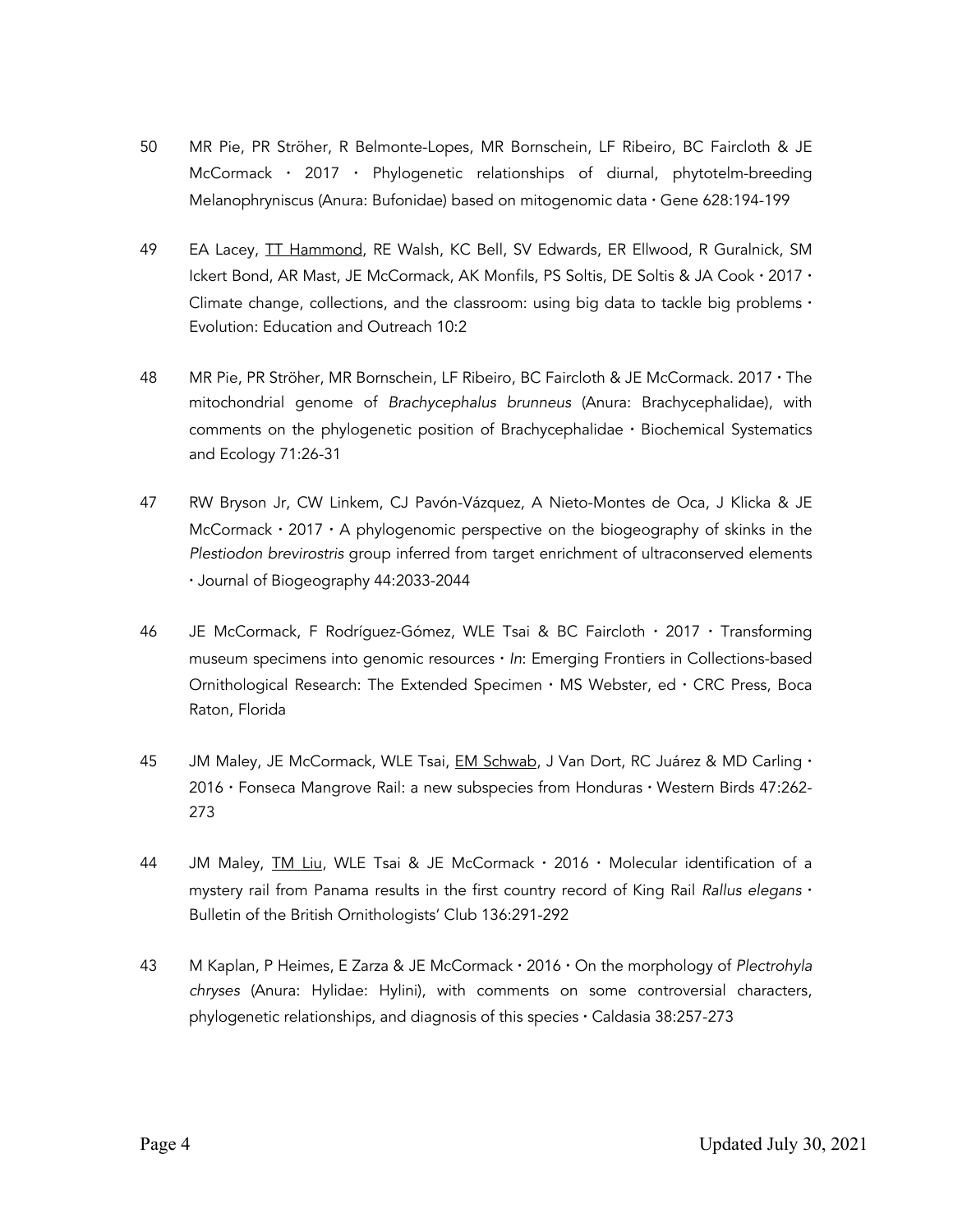50 MR Pie, PR Ströher, R Belmonte-Lopes, MR Bornschein, LF Ribeiro, BC Faircloth & JE McCormack • 2017 • Phylogenetic relationships of diurnal, phytotelm-breeding Melanophryniscus (Anura: Bufonidae) based on mitogenomic data • Gene 628:194-199

49 EA Lacey, TT Hammond, RE Walsh, KC Bell, SV Edwards, ER Ellwood, R Guralnick, SM Ickert Bond, AR Mast, JE McCormack, AK Monfils, PS Soltis, DE Soltis & JA Cook • 2017 • Climate change, collections, and the classroom: using big data to tackle big problems • Evolution: Education and Outreach 10:2

48 MR Pie, PR Ströher, MR Bornschein, LF Ribeiro, BC Faircloth & JE McCormack. 2017 • The mitochondrial genome of *Brachycephalus brunneus* (Anura: Brachycephalidae), with comments on the phylogenetic position of Brachycephalidae • Biochemical Systematics and Ecology 71:26-31

47 RW Bryson Jr, CW Linkem, CJ Pavón-Vázquez, A Nieto-Montes de Oca, J Klicka & JE McCormack • 2017 • A phylogenomic perspective on the biogeography of skinks in the *Plestiodon brevirostris* group inferred from target enrichment of ultraconserved elements • Journal of Biogeography 44:2033-2044

46 JE McCormack, F Rodríguez-Gómez, WLE Tsai & BC Faircloth • 2017 • Transforming museum specimens into genomic resources • *In*: Emerging Frontiers in Collections-based Ornithological Research: The Extended Specimen • MS Webster, ed • CRC Press, Boca Raton, Florida

45 JM Maley, JE McCormack, WLE Tsai, EM Schwab, J Van Dort, RC Juárez & MD Carling • 2016 • Fonseca Mangrove Rail: a new subspecies from Honduras • Western Birds 47:262-273

44 JM Maley, TM Liu, WLE Tsai & JE McCormack • 2016 • Molecular identification of a mystery rail from Panama results in the first country record of King Rail *Rallus elegans* • Bulletin of the British Ornithologists' Club 136:291-292

43 M Kaplan, P Heimes, E Zarza & JE McCormack • 2016 • On the morphology of *Plectrohyla chryses* (Anura: Hylidae: Hylini), with comments on some controversial characters, phylogenetic relationships, and diagnosis of this species • Caldasia 38:257-273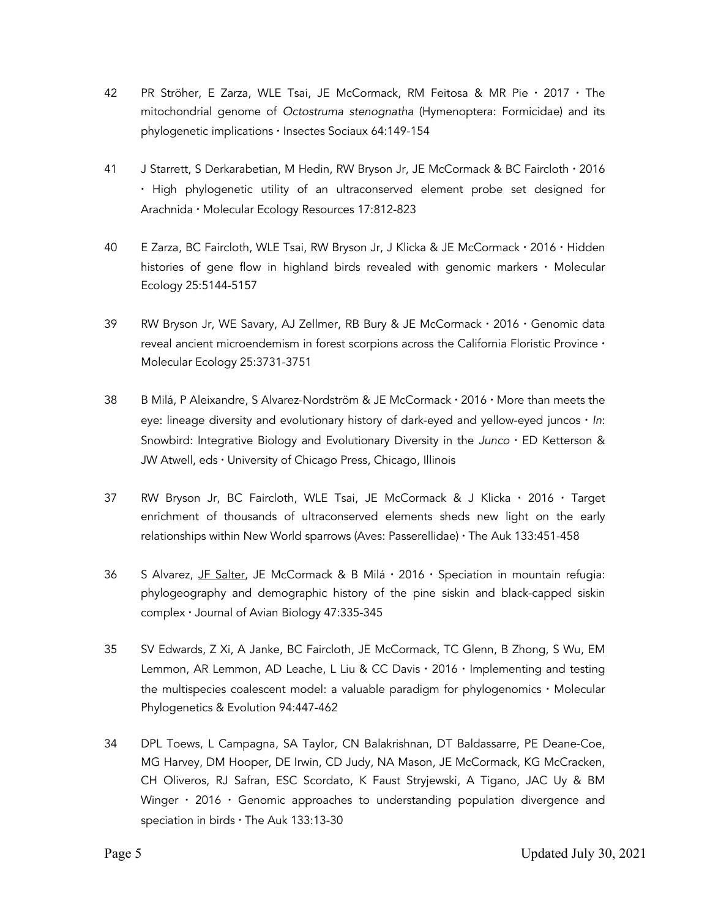42 PR Ströher, E Zarza, WLE Tsai, JE McCormack, RM Feitosa & MR Pie • 2017 • The mitochondrial genome of *Octostruma stenognatha* (Hymenoptera: Formicidae) and its phylogenetic implications • Insectes Sociaux 64:149-154

41 J Starrett, S Derkarabetian, M Hedin, RW Bryson Jr, JE McCormack & BC Faircloth • 2016 • High phylogenetic utility of an ultraconserved element probe set designed for Arachnida • Molecular Ecology Resources 17:812-823

40 E Zarza, BC Faircloth, WLE Tsai, RW Bryson Jr, J Klicka & JE McCormack • 2016 • Hidden histories of gene flow in highland birds revealed with genomic markers • Molecular Ecology 25:5144-5157

39 RW Bryson Jr, WE Savary, AJ Zellmer, RB Bury & JE McCormack • 2016 • Genomic data reveal ancient microendemism in forest scorpions across the California Floristic Province • Molecular Ecology 25:3731-3751

38 B Milá, P Aleixandre, S Alvarez-Nordström & JE McCormack • 2016 • More than meets the eye: lineage diversity and evolutionary history of dark-eyed and yellow-eyed juncos • *In*: Snowbird: Integrative Biology and Evolutionary Diversity in the *Junco* • ED Ketterson & JW Atwell, eds • University of Chicago Press, Chicago, Illinois

37 RW Bryson Jr, BC Faircloth, WLE Tsai, JE McCormack & J Klicka • 2016 • Target enrichment of thousands of ultraconserved elements sheds new light on the early relationships within New World sparrows (Aves: Passerellidae) • The Auk 133:451-458

36 S Alvarez, <u>JF Salter</u>, JE McCormack & B Milá • 2016 • Speciation in mountain refugia: phylogeography and demographic history of the pine siskin and black-capped siskin complex • Journal of Avian Biology 47:335-345

35 SV Edwards, Z Xi, A Janke, BC Faircloth, JE McCormack, TC Glenn, B Zhong, S Wu, EM Lemmon, AR Lemmon, AD Leache, L Liu & CC Davis • 2016 • Implementing and testing the multispecies coalescent model: a valuable paradigm for phylogenomics • Molecular Phylogenetics & Evolution 94:447-462

34 DPL Toews, L Campagna, SA Taylor, CN Balakrishnan, DT Baldassarre, PE Deane-Coe, MG Harvey, DM Hooper, DE Irwin, CD Judy, NA Mason, JE McCormack, KG McCracken, CH Oliveros, RJ Safran, ESC Scordato, K Faust Stryjewski, A Tigano, JAC Uy & BM Winger • 2016 • Genomic approaches to understanding population divergence and speciation in birds • The Auk 133:13-30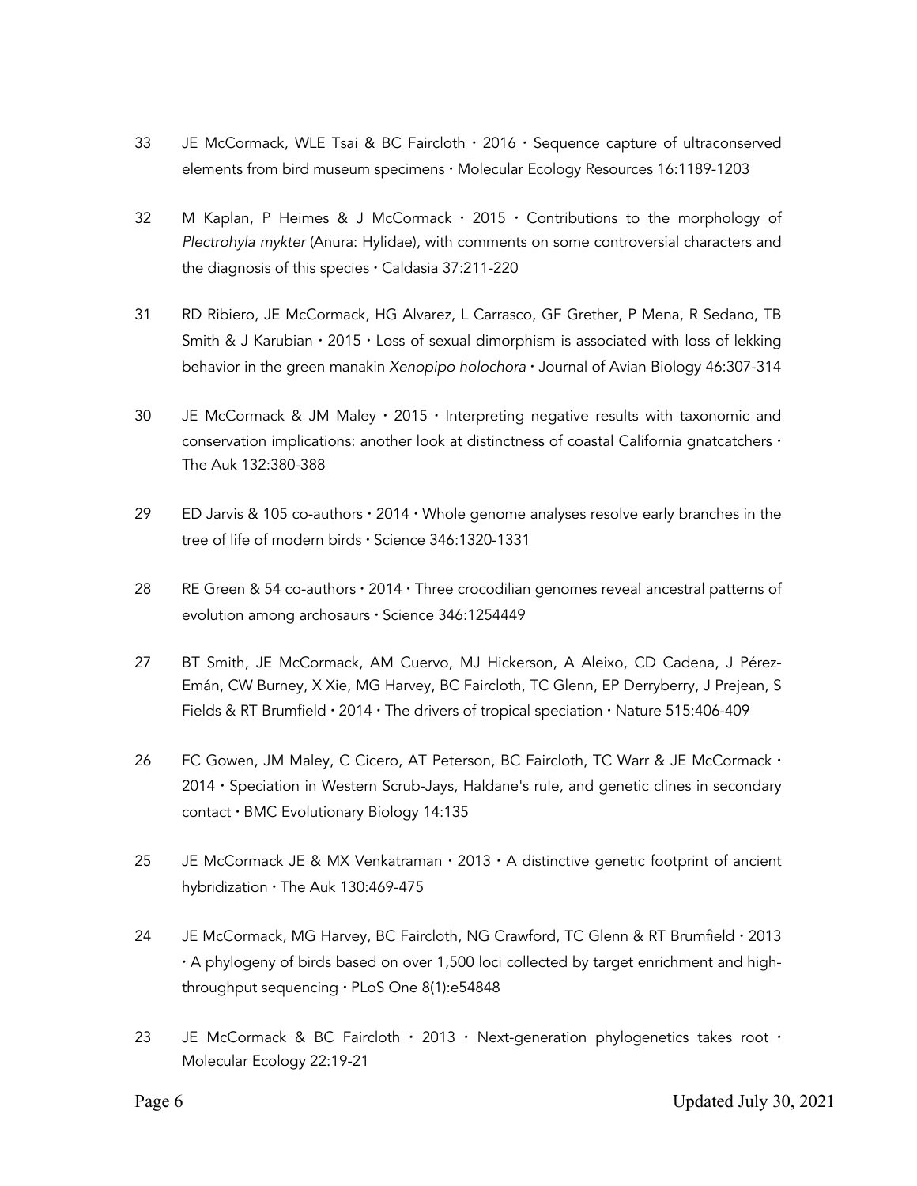33 JE McCormack, WLE Tsai & BC Faircloth • 2016 • Sequence capture of ultraconserved elements from bird museum specimens • Molecular Ecology Resources 16:1189-1203

32 M Kaplan, P Heimes & J McCormack • 2015 • Contributions to the morphology of *Plectrohyla mykter* (Anura: Hylidae), with comments on some controversial characters and the diagnosis of this species • Caldasia 37:211-220

31 RD Ribiero, JE McCormack, HG Alvarez, L Carrasco, GF Grether, P Mena, R Sedano, TB Smith & J Karubian • 2015 • Loss of sexual dimorphism is associated with loss of lekking behavior in the green manakin *Xenopipo holochora* • Journal of Avian Biology 46:307-314

30 JE McCormack & JM Maley • 2015 • Interpreting negative results with taxonomic and conservation implications: another look at distinctness of coastal California gnatcatchers • The Auk 132:380-388

29 ED Jarvis & 105 co-authors • 2014 • Whole genome analyses resolve early branches in the tree of life of modern birds • Science 346:1320-1331

28 RE Green & 54 co-authors • 2014 • Three crocodilian genomes reveal ancestral patterns of evolution among archosaurs • Science 346:1254449

27 BT Smith, JE McCormack, AM Cuervo, MJ Hickerson, A Aleixo, CD Cadena, J Pérez-Emán, CW Burney, X Xie, MG Harvey, BC Faircloth, TC Glenn, EP Derryberry, J Prejean, S Fields & RT Brumfield • 2014 • The drivers of tropical speciation • Nature 515:406-409

26 FC Gowen, JM Maley, C Cicero, AT Peterson, BC Faircloth, TC Warr & JE McCormack • 2014 • Speciation in Western Scrub-Jays, Haldane's rule, and genetic clines in secondary contact • BMC Evolutionary Biology 14:135

25 JE McCormack JE & MX Venkatraman • 2013 • A distinctive genetic footprint of ancient hybridization • The Auk 130:469-475

24 JE McCormack, MG Harvey, BC Faircloth, NG Crawford, TC Glenn & RT Brumfield • 2013 • A phylogeny of birds based on over 1,500 loci collected by target enrichment and high-throughput sequencing • PLoS One 8(1):e54848

23 JE McCormack & BC Faircloth • 2013 • Next-generation phylogenetics takes root • Molecular Ecology 22:19-21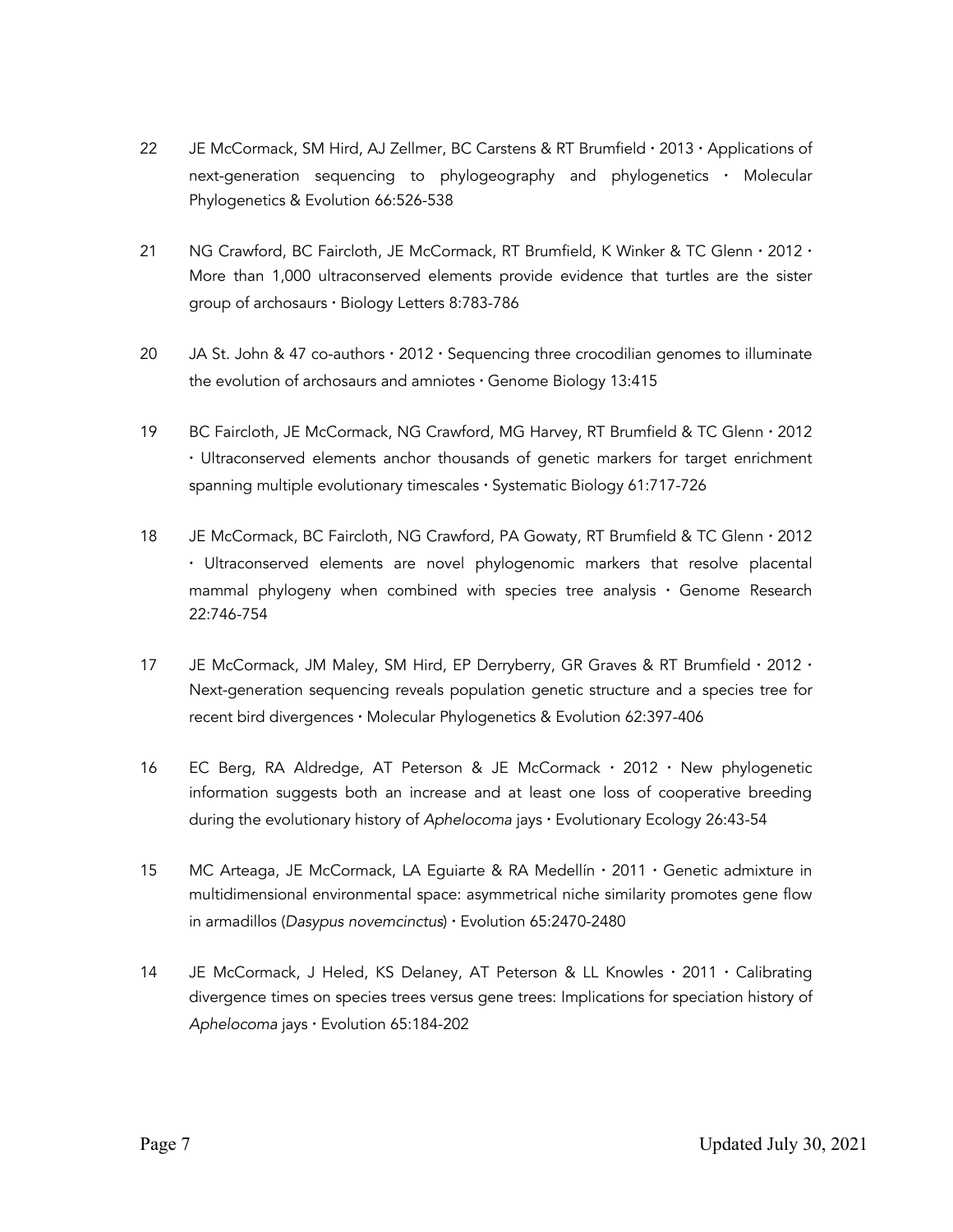22 JE McCormack, SM Hird, AJ Zellmer, BC Carstens & RT Brumfield • 2013 • Applications of next-generation sequencing to phylogeography and phylogenetics • Molecular Phylogenetics & Evolution 66:526-538

21 NG Crawford, BC Faircloth, JE McCormack, RT Brumfield, K Winker & TC Glenn • 2012 • More than 1,000 ultraconserved elements provide evidence that turtles are the sister group of archosaurs • Biology Letters 8:783-786

20 JA St. John & 47 co-authors • 2012 • Sequencing three crocodilian genomes to illuminate the evolution of archosaurs and amniotes • Genome Biology 13:415

19 BC Faircloth, JE McCormack, NG Crawford, MG Harvey, RT Brumfield & TC Glenn • 2012 • Ultraconserved elements anchor thousands of genetic markers for target enrichment spanning multiple evolutionary timescales • Systematic Biology 61:717-726

18 JE McCormack, BC Faircloth, NG Crawford, PA Gowaty, RT Brumfield & TC Glenn • 2012 • Ultraconserved elements are novel phylogenomic markers that resolve placental mammal phylogeny when combined with species tree analysis • Genome Research 22:746-754

17 JE McCormack, JM Maley, SM Hird, EP Derryberry, GR Graves & RT Brumfield • 2012 • Next-generation sequencing reveals population genetic structure and a species tree for recent bird divergences • Molecular Phylogenetics & Evolution 62:397-406

16 EC Berg, RA Aldredge, AT Peterson & JE McCormack • 2012 • New phylogenetic information suggests both an increase and at least one loss of cooperative breeding during the evolutionary history of *Aphelocoma* jays • Evolutionary Ecology 26:43-54

15 MC Arteaga, JE McCormack, LA Eguiarte & RA Medellín • 2011 • Genetic admixture in multidimensional environmental space: asymmetrical niche similarity promotes gene flow in armadillos (*Dasypus novemcinctus*) • Evolution 65:2470-2480

14 JE McCormack, J Heled, KS Delaney, AT Peterson & LL Knowles • 2011 • Calibrating divergence times on species trees versus gene trees: Implications for speciation history of *Aphelocoma* jays • Evolution 65:184-202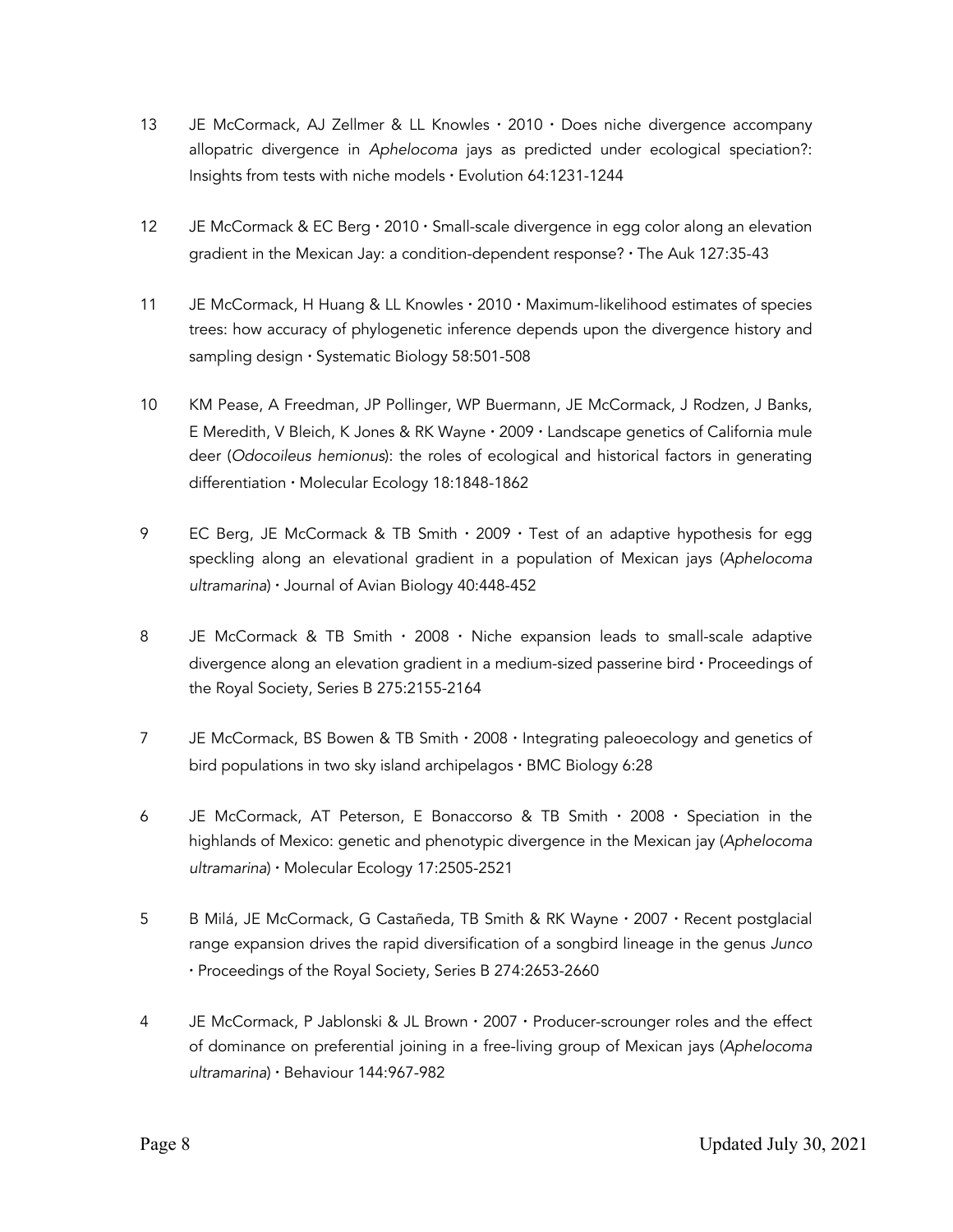13 JE McCormack, AJ Zellmer & LL Knowles • 2010 • Does niche divergence accompany allopatric divergence in *Aphelocoma* jays as predicted under ecological speciation?: Insights from tests with niche models • Evolution 64:1231-1244

12 JE McCormack & EC Berg • 2010 • Small-scale divergence in egg color along an elevation gradient in the Mexican Jay: a condition-dependent response? • The Auk 127:35-43

11 JE McCormack, H Huang & LL Knowles • 2010 • Maximum-likelihood estimates of species trees: how accuracy of phylogenetic inference depends upon the divergence history and sampling design • Systematic Biology 58:501-508

10 KM Pease, A Freedman, JP Pollinger, WP Buermann, JE McCormack, J Rodzen, J Banks, E Meredith, V Bleich, K Jones & RK Wayne • 2009 • Landscape genetics of California mule deer (*Odocoileus hemionus*): the roles of ecological and historical factors in generating differentiation • Molecular Ecology 18:1848-1862

9 EC Berg, JE McCormack & TB Smith • 2009 • Test of an adaptive hypothesis for egg speckling along an elevational gradient in a population of Mexican jays (*Aphelocoma ultramarina*) • Journal of Avian Biology 40:448-452

8 JE McCormack & TB Smith • 2008 • Niche expansion leads to small-scale adaptive divergence along an elevation gradient in a medium-sized passerine bird • Proceedings of the Royal Society, Series B 275:2155-2164

7 JE McCormack, BS Bowen & TB Smith • 2008 • Integrating paleoecology and genetics of bird populations in two sky island archipelagos • BMC Biology 6:28

6 JE McCormack, AT Peterson, E Bonaccorso & TB Smith • 2008 • Speciation in the highlands of Mexico: genetic and phenotypic divergence in the Mexican jay (*Aphelocoma ultramarina*) • Molecular Ecology 17:2505-2521

5 B Milá, JE McCormack, G Castañeda, TB Smith & RK Wayne • 2007 • Recent postglacial range expansion drives the rapid diversification of a songbird lineage in the genus *Junco* • Proceedings of the Royal Society, Series B 274:2653-2660

4 JE McCormack, P Jablonski & JL Brown • 2007 • Producer-scrounger roles and the effect of dominance on preferential joining in a free-living group of Mexican jays (*Aphelocoma ultramarina*) • Behaviour 144:967-982

Updated July 30, 2021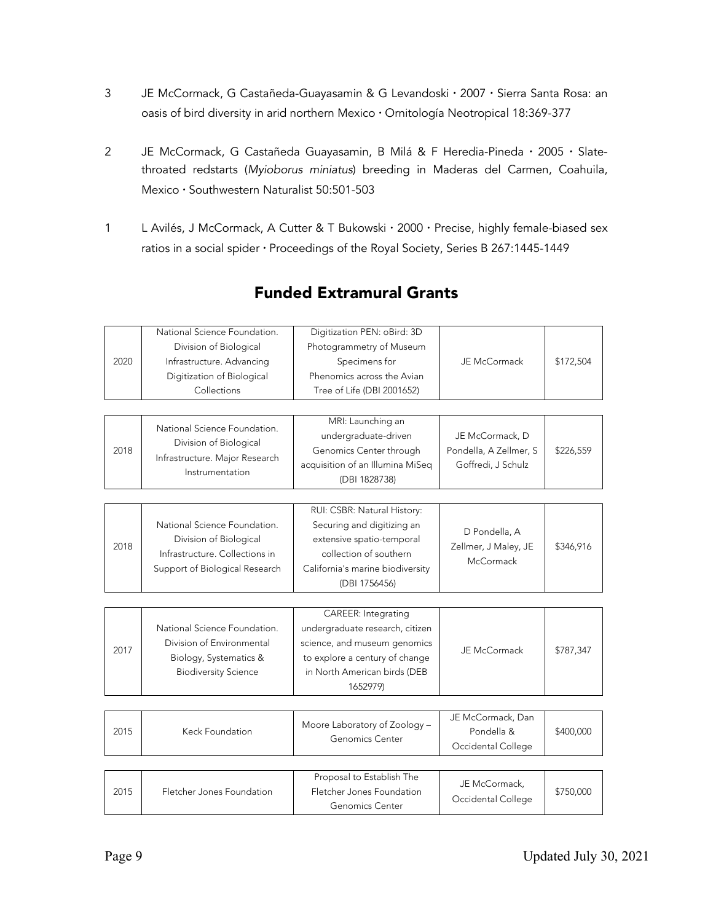3 JE McCormack, G Castañeda-Guayasamin & G Levandoski • 2007 • Sierra Santa Rosa: an oasis of bird diversity in arid northern Mexico • Ornitología Neotropical 18:369-377

2 JE McCormack, G Castañeda Guayasamin, B Milá & F Heredia-Pineda • 2005 • Slate-throated redstarts (*Myioborus miniatus*) breeding in Maderas del Carmen, Coahuila, Mexico • Southwestern Naturalist 50:501-503

1 L Avilés, J McCormack, A Cutter & T Bukowski • 2000 • Precise, highly female-biased sex ratios in a social spider • Proceedings of the Royal Society, Series B 267:1445-1449

## Funded Extramural Grants

| Year | Funder | Title | Investigators | Amount |
|---|---|---|---|---|
| 2020 | National Science Foundation. Division of Biological Infrastructure. Advancing Digitization of Biological Collections | Digitization PEN: oBird: 3D Photogrammetry of Museum Specimens for Phenomics across the Avian Tree of Life (DBI 2001652) | JE McCormack | $172,504 |
| 2018 | National Science Foundation. Division of Biological Infrastructure. Major Research Instrumentation | MRI: Launching an undergraduate-driven Genomics Center through acquisition of an Illumina MiSeq (DBI 1828738) | JE McCormack, D Pondella, A Zellmer, S Goffredi, J Schulz | $226,559 |
| 2018 | National Science Foundation. Division of Biological Infrastructure. Collections in Support of Biological Research | RUI: CSBR: Natural History: Securing and digitizing an extensive spatio-temporal collection of southern California's marine biodiversity (DBI 1756456) | D Pondella, A Zellmer, J Maley, JE McCormack | $346,916 |
| 2017 | National Science Foundation. Division of Environmental Biology, Systematics & Biodiversity Science | CAREER: Integrating undergraduate research, citizen science, and museum genomics to explore a century of change in North American birds (DEB 1652979) | JE McCormack | $787,347 |
| 2015 | Keck Foundation | Moore Laboratory of Zoology – Genomics Center | JE McCormack, Dan Pondella & Occidental College | $400,000 |
| 2015 | Fletcher Jones Foundation | Proposal to Establish The Fletcher Jones Foundation Genomics Center | JE McCormack, Occidental College | $750,000 |

Updated July 30, 2021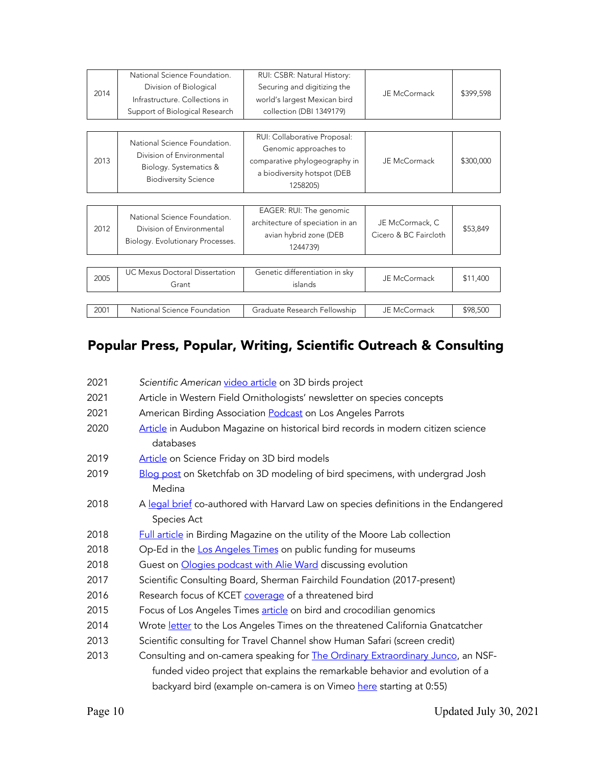| 2014 | National Science Foundation. Division of Biological Infrastructure. Collections in Support of Biological Research | RUI: CSBR: Natural History: Securing and digitizing the world's largest Mexican bird collection (DBI 1349179) | JE McCormack | $399,598 |
|---|---|---|---|---|
| 2013 | National Science Foundation. Division of Environmental Biology. Systematics & Biodiversity Science | RUI: Collaborative Proposal: Genomic approaches to comparative phylogeography in a biodiversity hotspot (DEB 1258205) | JE McCormack | $300,000 |
| 2012 | National Science Foundation. Division of Environmental Biology. Evolutionary Processes. | EAGER: RUI: The genomic architecture of speciation in an avian hybrid zone (DEB 1244739) | JE McCormack, C Cicero & BC Faircloth | $53,849 |
| 2005 | UC Mexus Doctoral Dissertation Grant | Genetic differentiation in sky islands | JE McCormack | $11,400 |
| 2001 | National Science Foundation | Graduate Research Fellowship | JE McCormack | $98,500 |

## Popular Press, Popular, Writing, Scientific Outreach & Consulting

2021 *Scientific American* video article on 3D birds project

2021 Article in Western Field Ornithologists' newsletter on species concepts

2021 American Birding Association Podcast on Los Angeles Parrots

2020 Article in Audubon Magazine on historical bird records in modern citizen science databases

2019 Article on Science Friday on 3D bird models

2019 Blog post on Sketchfab on 3D modeling of bird specimens, with undergrad Josh Medina

2018 A legal brief co-authored with Harvard Law on species definitions in the Endangered Species Act

2018 Full article in Birding Magazine on the utility of the Moore Lab collection

2018 Op-Ed in the Los Angeles Times on public funding for museums

2018 Guest on Ologies podcast with Alie Ward discussing evolution

2017 Scientific Consulting Board, Sherman Fairchild Foundation (2017-present)

2016 Research focus of KCET coverage of a threatened bird

2015 Focus of Los Angeles Times article on bird and crocodilian genomics

2014 Wrote letter to the Los Angeles Times on the threatened California Gnatcatcher

2013 Scientific consulting for Travel Channel show Human Safari (screen credit)

2013 Consulting and on-camera speaking for The Ordinary Extraordinary Junco, an NSF-funded video project that explains the remarkable behavior and evolution of a backyard bird (example on-camera is on Vimeo here starting at 0:55)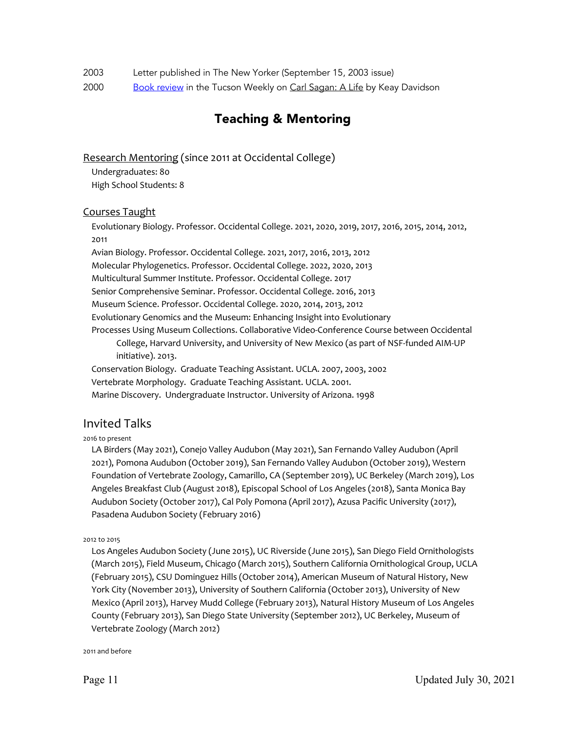2003 Letter published in The New Yorker (September 15, 2003 issue)

2000 Book review in the Tucson Weekly on Carl Sagan: A Life by Keay Davidson

## Teaching & Mentoring

### Research Mentoring (since 2011 at Occidental College)

Undergraduates: 80
High School Students: 8

### Courses Taught

Evolutionary Biology. Professor. Occidental College. 2021, 2020, 2019, 2017, 2016, 2015, 2014, 2012, 2011

Avian Biology. Professor. Occidental College. 2021, 2017, 2016, 2013, 2012

Molecular Phylogenetics. Professor. Occidental College. 2022, 2020, 2013

Multicultural Summer Institute. Professor. Occidental College. 2017

Senior Comprehensive Seminar. Professor. Occidental College. 2016, 2013

Museum Science. Professor. Occidental College. 2020, 2014, 2013, 2012

Evolutionary Genomics and the Museum: Enhancing Insight into Evolutionary Processes Using Museum Collections. Collaborative Video-Conference Course between Occidental College, Harvard University, and University of New Mexico (as part of NSF-funded AIM-UP initiative). 2013.

Conservation Biology. Graduate Teaching Assistant. UCLA. 2007, 2003, 2002

Vertebrate Morphology. Graduate Teaching Assistant. UCLA. 2001.

Marine Discovery. Undergraduate Instructor. University of Arizona. 1998

## Invited Talks

2016 to present

LA Birders (May 2021), Conejo Valley Audubon (May 2021), San Fernando Valley Audubon (April 2021), Pomona Audubon (October 2019), San Fernando Valley Audubon (October 2019), Western Foundation of Vertebrate Zoology, Camarillo, CA (September 2019), UC Berkeley (March 2019), Los Angeles Breakfast Club (August 2018), Episcopal School of Los Angeles (2018), Santa Monica Bay Audubon Society (October 2017), Cal Poly Pomona (April 2017), Azusa Pacific University (2017), Pasadena Audubon Society (February 2016)

2012 to 2015

Los Angeles Audubon Society (June 2015), UC Riverside (June 2015), San Diego Field Ornithologists (March 2015), Field Museum, Chicago (March 2015), Southern California Ornithological Group, UCLA (February 2015), CSU Dominguez Hills (October 2014), American Museum of Natural History, New York City (November 2013), University of Southern California (October 2013), University of New Mexico (April 2013), Harvey Mudd College (February 2013), Natural History Museum of Los Angeles County (February 2013), San Diego State University (September 2012), UC Berkeley, Museum of Vertebrate Zoology (March 2012)

2011 and before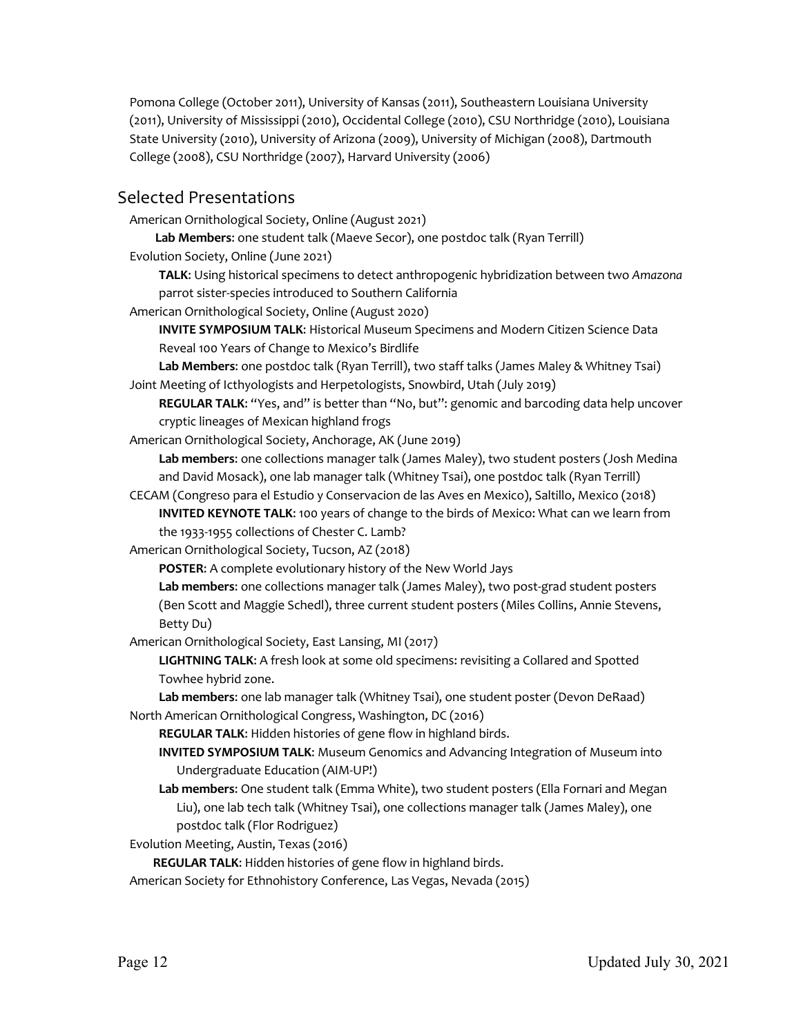Pomona College (October 2011), University of Kansas (2011), Southeastern Louisiana University (2011), University of Mississippi (2010), Occidental College (2010), CSU Northridge (2010), Louisiana State University (2010), University of Arizona (2009), University of Michigan (2008), Dartmouth College (2008), CSU Northridge (2007), Harvard University (2006)

## Selected Presentations

American Ornithological Society, Online (August 2021)
- **Lab Members**: one student talk (Maeve Secor), one postdoc talk (Ryan Terrill)

Evolution Society, Online (June 2021)
- **TALK**: Using historical specimens to detect anthropogenic hybridization between two *Amazona* parrot sister-species introduced to Southern California

American Ornithological Society, Online (August 2020)
- **INVITE SYMPOSIUM TALK**: Historical Museum Specimens and Modern Citizen Science Data Reveal 100 Years of Change to Mexico's Birdlife
- **Lab Members**: one postdoc talk (Ryan Terrill), two staff talks (James Maley & Whitney Tsai)

Joint Meeting of Icthyologists and Herpetologists, Snowbird, Utah (July 2019)
- **REGULAR TALK**: "Yes, and" is better than "No, but": genomic and barcoding data help uncover cryptic lineages of Mexican highland frogs

American Ornithological Society, Anchorage, AK (June 2019)
- **Lab members**: one collections manager talk (James Maley), two student posters (Josh Medina and David Mosack), one lab manager talk (Whitney Tsai), one postdoc talk (Ryan Terrill)

CECAM (Congreso para el Estudio y Conservacion de las Aves en Mexico), Saltillo, Mexico (2018)
- **INVITED KEYNOTE TALK**: 100 years of change to the birds of Mexico: What can we learn from the 1933-1955 collections of Chester C. Lamb?

American Ornithological Society, Tucson, AZ (2018)
- **POSTER**: A complete evolutionary history of the New World Jays
- **Lab members**: one collections manager talk (James Maley), two post-grad student posters (Ben Scott and Maggie Schedl), three current student posters (Miles Collins, Annie Stevens, Betty Du)

American Ornithological Society, East Lansing, MI (2017)
- **LIGHTNING TALK**: A fresh look at some old specimens: revisiting a Collared and Spotted Towhee hybrid zone.
- **Lab members**: one lab manager talk (Whitney Tsai), one student poster (Devon DeRaad)

North American Ornithological Congress, Washington, DC (2016)
- **REGULAR TALK**: Hidden histories of gene flow in highland birds.
- **INVITED SYMPOSIUM TALK**: Museum Genomics and Advancing Integration of Museum into Undergraduate Education (AIM-UP!)
- **Lab members**: One student talk (Emma White), two student posters (Ella Fornari and Megan Liu), one lab tech talk (Whitney Tsai), one collections manager talk (James Maley), one postdoc talk (Flor Rodriguez)

Evolution Meeting, Austin, Texas (2016)
- **REGULAR TALK**: Hidden histories of gene flow in highland birds.

American Society for Ethnohistory Conference, Las Vegas, Nevada (2015)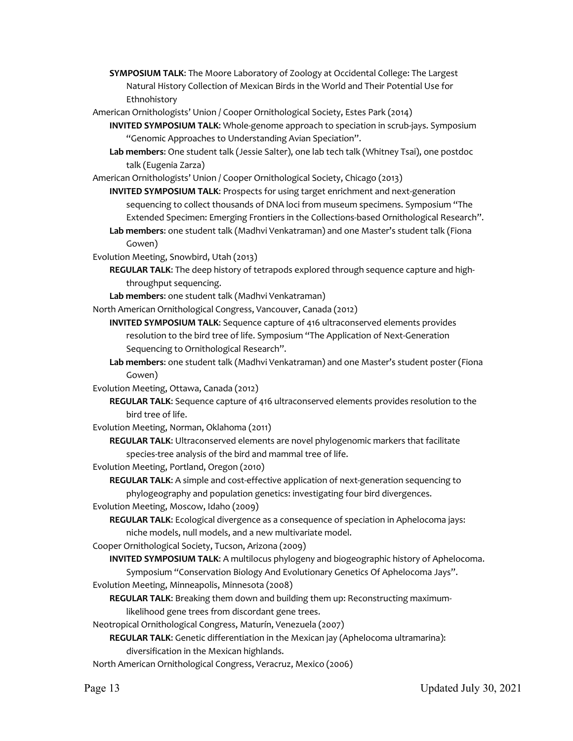**SYMPOSIUM TALK**: The Moore Laboratory of Zoology at Occidental College: The Largest Natural History Collection of Mexican Birds in the World and Their Potential Use for Ethnohistory

American Ornithologists' Union / Cooper Ornithological Society, Estes Park (2014)

- **INVITED SYMPOSIUM TALK**: Whole-genome approach to speciation in scrub-jays. Symposium "Genomic Approaches to Understanding Avian Speciation".
- **Lab members**: One student talk (Jessie Salter), one lab tech talk (Whitney Tsai), one postdoc talk (Eugenia Zarza)

American Ornithologists' Union / Cooper Ornithological Society, Chicago (2013)

- **INVITED SYMPOSIUM TALK**: Prospects for using target enrichment and next-generation sequencing to collect thousands of DNA loci from museum specimens. Symposium "The Extended Specimen: Emerging Frontiers in the Collections-based Ornithological Research".
- **Lab members**: one student talk (Madhvi Venkatraman) and one Master's student talk (Fiona Gowen)

Evolution Meeting, Snowbird, Utah (2013)

- **REGULAR TALK**: The deep history of tetrapods explored through sequence capture and high-throughput sequencing.
- **Lab members**: one student talk (Madhvi Venkatraman)

North American Ornithological Congress, Vancouver, Canada (2012)

- **INVITED SYMPOSIUM TALK**: Sequence capture of 416 ultraconserved elements provides resolution to the bird tree of life. Symposium "The Application of Next-Generation Sequencing to Ornithological Research".
- **Lab members**: one student talk (Madhvi Venkatraman) and one Master's student poster (Fiona Gowen)

Evolution Meeting, Ottawa, Canada (2012)

- **REGULAR TALK**: Sequence capture of 416 ultraconserved elements provides resolution to the bird tree of life.

Evolution Meeting, Norman, Oklahoma (2011)

- **REGULAR TALK**: Ultraconserved elements are novel phylogenomic markers that facilitate species-tree analysis of the bird and mammal tree of life.

Evolution Meeting, Portland, Oregon (2010)

- **REGULAR TALK**: A simple and cost-effective application of next-generation sequencing to phylogeography and population genetics: investigating four bird divergences.

Evolution Meeting, Moscow, Idaho (2009)

- **REGULAR TALK**: Ecological divergence as a consequence of speciation in Aphelocoma jays: niche models, null models, and a new multivariate model.

Cooper Ornithological Society, Tucson, Arizona (2009)

- **INVITED SYMPOSIUM TALK**: A multilocus phylogeny and biogeographic history of Aphelocoma. Symposium "Conservation Biology And Evolutionary Genetics Of Aphelocoma Jays".

Evolution Meeting, Minneapolis, Minnesota (2008)

- **REGULAR TALK**: Breaking them down and building them up: Reconstructing maximum-likelihood gene trees from discordant gene trees.

Neotropical Ornithological Congress, Maturín, Venezuela (2007)

- **REGULAR TALK**: Genetic differentiation in the Mexican jay (Aphelocoma ultramarina): diversification in the Mexican highlands.

North American Ornithological Congress, Veracruz, Mexico (2006)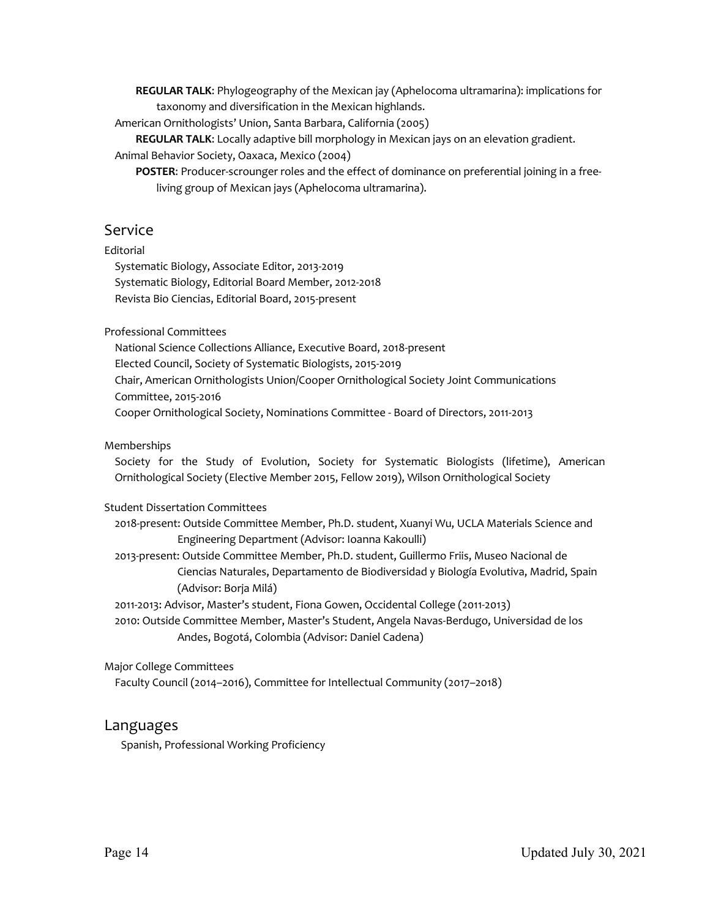**REGULAR TALK**: Phylogeography of the Mexican jay (Aphelocoma ultramarina): implications for taxonomy and diversification in the Mexican highlands.

American Ornithologists' Union, Santa Barbara, California (2005)

**REGULAR TALK**: Locally adaptive bill morphology in Mexican jays on an elevation gradient.

Animal Behavior Society, Oaxaca, Mexico (2004)

**POSTER**: Producer-scrounger roles and the effect of dominance on preferential joining in a free-living group of Mexican jays (Aphelocoma ultramarina).

## Service

Editorial

Systematic Biology, Associate Editor, 2013-2019
Systematic Biology, Editorial Board Member, 2012-2018
Revista Bio Ciencias, Editorial Board, 2015-present

Professional Committees

National Science Collections Alliance, Executive Board, 2018-present
Elected Council, Society of Systematic Biologists, 2015-2019
Chair, American Ornithologists Union/Cooper Ornithological Society Joint Communications Committee, 2015-2016
Cooper Ornithological Society, Nominations Committee - Board of Directors, 2011-2013

Memberships

Society for the Study of Evolution, Society for Systematic Biologists (lifetime), American Ornithological Society (Elective Member 2015, Fellow 2019), Wilson Ornithological Society

Student Dissertation Committees

2018-present: Outside Committee Member, Ph.D. student, Xuanyi Wu, UCLA Materials Science and Engineering Department (Advisor: Ioanna Kakoulli)

2013-present: Outside Committee Member, Ph.D. student, Guillermo Friis, Museo Nacional de Ciencias Naturales, Departamento de Biodiversidad y Biología Evolutiva, Madrid, Spain (Advisor: Borja Milá)

2011-2013: Advisor, Master's student, Fiona Gowen, Occidental College (2011-2013)

2010: Outside Committee Member, Master's Student, Angela Navas-Berdugo, Universidad de los Andes, Bogotá, Colombia (Advisor: Daniel Cadena)

Major College Committees

Faculty Council (2014–2016), Committee for Intellectual Community (2017–2018)

## Languages

Spanish, Professional Working Proficiency